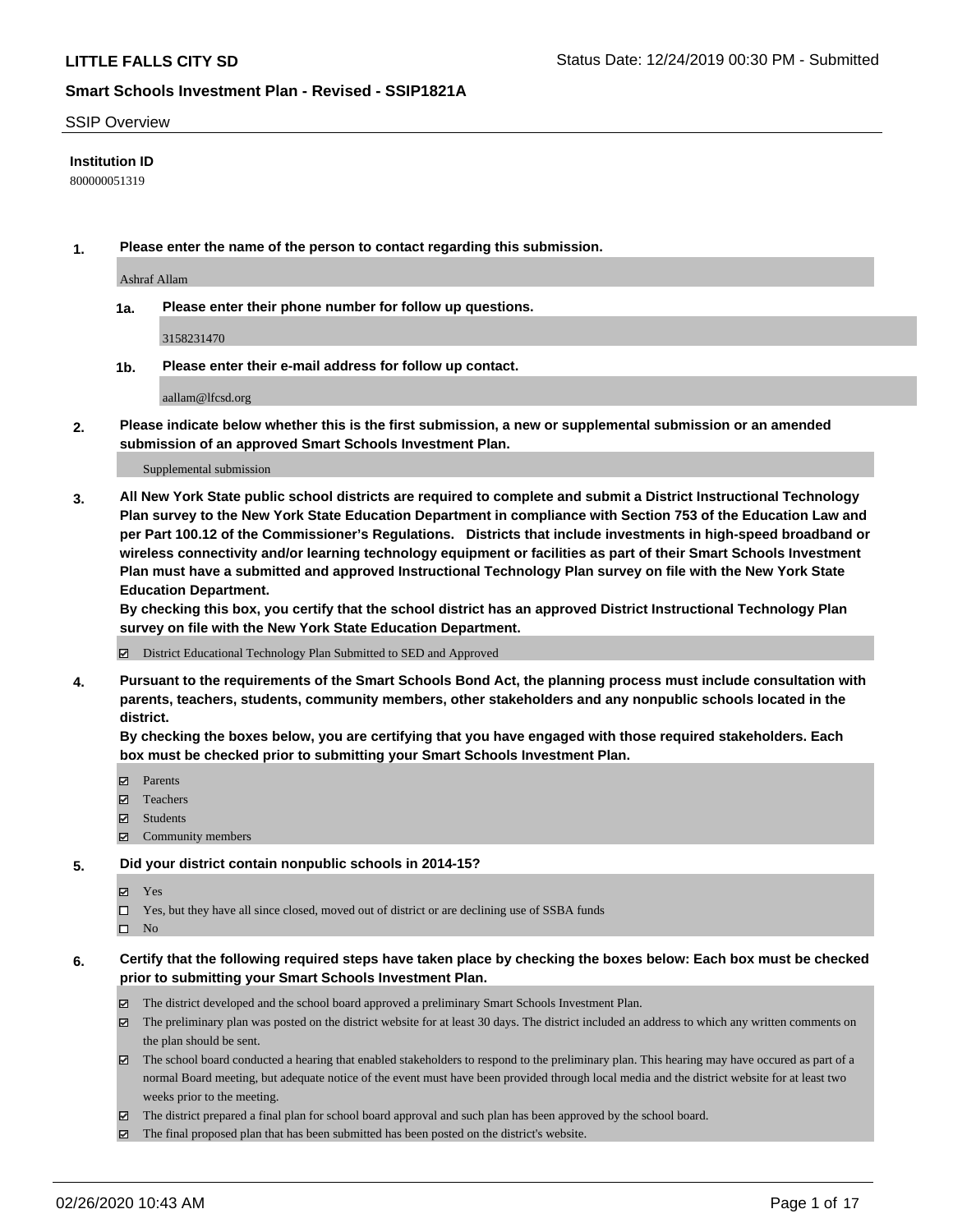## SSIP Overview

**Institution ID**

800000051319

**1. Please enter the name of the person to contact regarding this submission.**

Ashraf Allam

**1a. Please enter their phone number for follow up questions.**

3158231470

**1b. Please enter their e-mail address for follow up contact.**

aallam@lfcsd.org

**2. Please indicate below whether this is the first submission, a new or supplemental submission or an amended submission of an approved Smart Schools Investment Plan.**

Supplemental submission

**3. All New York State public school districts are required to complete and submit a District Instructional Technology Plan survey to the New York State Education Department in compliance with Section 753 of the Education Law and per Part 100.12 of the Commissioner's Regulations. Districts that include investments in high-speed broadband or wireless connectivity and/or learning technology equipment or facilities as part of their Smart Schools Investment Plan must have a submitted and approved Instructional Technology Plan survey on file with the New York State Education Department.**
**By checking this box, you certify that the school district has an approved District Instructional Technology Plan survey on file with the New York State Education Department.**

- ☑ District Educational Technology Plan Submitted to SED and Approved

**4. Pursuant to the requirements of the Smart Schools Bond Act, the planning process must include consultation with parents, teachers, students, community members, other stakeholders and any nonpublic schools located in the district.**
**By checking the boxes below, you are certifying that you have engaged with those required stakeholders. Each box must be checked prior to submitting your Smart Schools Investment Plan.**

- ☑ Parents
- ☑ Teachers
- ☑ Students
- ☑ Community members

**5. Did your district contain nonpublic schools in 2014-15?**

- ☑ Yes
- ☐ Yes, but they have all since closed, moved out of district or are declining use of SSBA funds
- ☐ No

**6. Certify that the following required steps have taken place by checking the boxes below: Each box must be checked prior to submitting your Smart Schools Investment Plan.**

- ☑ The district developed and the school board approved a preliminary Smart Schools Investment Plan.
- ☑ The preliminary plan was posted on the district website for at least 30 days. The district included an address to which any written comments on the plan should be sent.
- ☑ The school board conducted a hearing that enabled stakeholders to respond to the preliminary plan. This hearing may have occured as part of a normal Board meeting, but adequate notice of the event must have been provided through local media and the district website for at least two weeks prior to the meeting.
- ☑ The district prepared a final plan for school board approval and such plan has been approved by the school board.
- ☑ The final proposed plan that has been submitted has been posted on the district's website.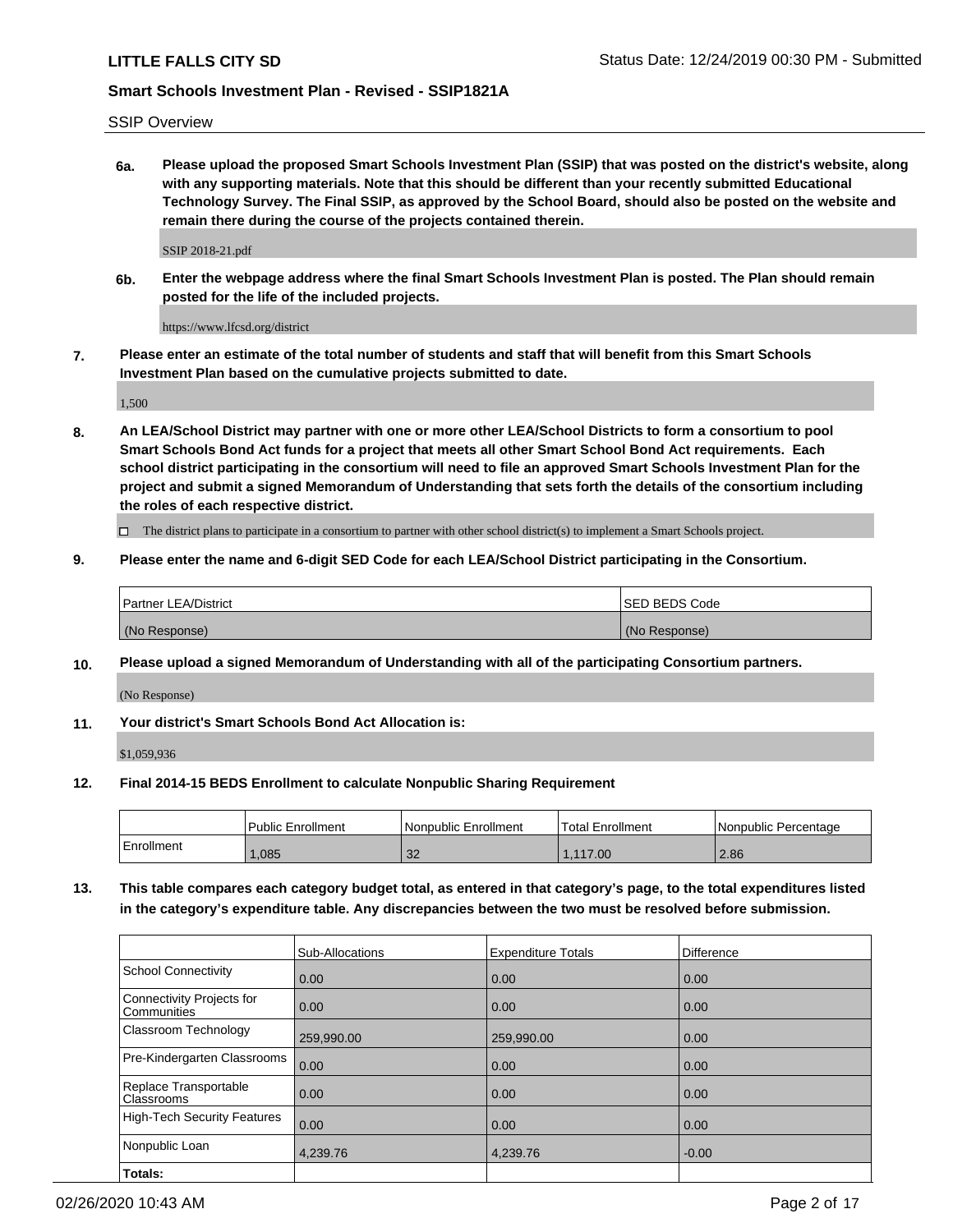SSIP Overview

**6a. Please upload the proposed Smart Schools Investment Plan (SSIP) that was posted on the district's website, along with any supporting materials. Note that this should be different than your recently submitted Educational Technology Survey. The Final SSIP, as approved by the School Board, should also be posted on the website and remain there during the course of the projects contained therein.**

SSIP 2018-21.pdf

**6b. Enter the webpage address where the final Smart Schools Investment Plan is posted. The Plan should remain posted for the life of the included projects.**

https://www.lfcsd.org/district

**7. Please enter an estimate of the total number of students and staff that will benefit from this Smart Schools Investment Plan based on the cumulative projects submitted to date.**

1,500

**8. An LEA/School District may partner with one or more other LEA/School Districts to form a consortium to pool Smart Schools Bond Act funds for a project that meets all other Smart School Bond Act requirements. Each school district participating in the consortium will need to file an approved Smart Schools Investment Plan for the project and submit a signed Memorandum of Understanding that sets forth the details of the consortium including the roles of each respective district.**

☐ The district plans to participate in a consortium to partner with other school district(s) to implement a Smart Schools project.

**9. Please enter the name and 6-digit SED Code for each LEA/School District participating in the Consortium.**

| Partner LEA/District | SED BEDS Code |
|---|---|
| (No Response) | (No Response) |

**10. Please upload a signed Memorandum of Understanding with all of the participating Consortium partners.**

(No Response)

**11. Your district's Smart Schools Bond Act Allocation is:**

$1,059,936

**12. Final 2014-15 BEDS Enrollment to calculate Nonpublic Sharing Requirement**

| | Public Enrollment | Nonpublic Enrollment | Total Enrollment | Nonpublic Percentage |
|---|---|---|---|---|
| Enrollment | 1,085 | 32 | 1,117.00 | 2.86 |

**13. This table compares each category budget total, as entered in that category's page, to the total expenditures listed in the category's expenditure table. Any discrepancies between the two must be resolved before submission.**

| | Sub-Allocations | Expenditure Totals | Difference |
|---|---|---|---|
| School Connectivity | 0.00 | 0.00 | 0.00 |
| Connectivity Projects for Communities | 0.00 | 0.00 | 0.00 |
| Classroom Technology | 259,990.00 | 259,990.00 | 0.00 |
| Pre-Kindergarten Classrooms | 0.00 | 0.00 | 0.00 |
| Replace Transportable Classrooms | 0.00 | 0.00 | 0.00 |
| High-Tech Security Features | 0.00 | 0.00 | 0.00 |
| Nonpublic Loan | 4,239.76 | 4,239.76 | -0.00 |
| **Totals:** | | | |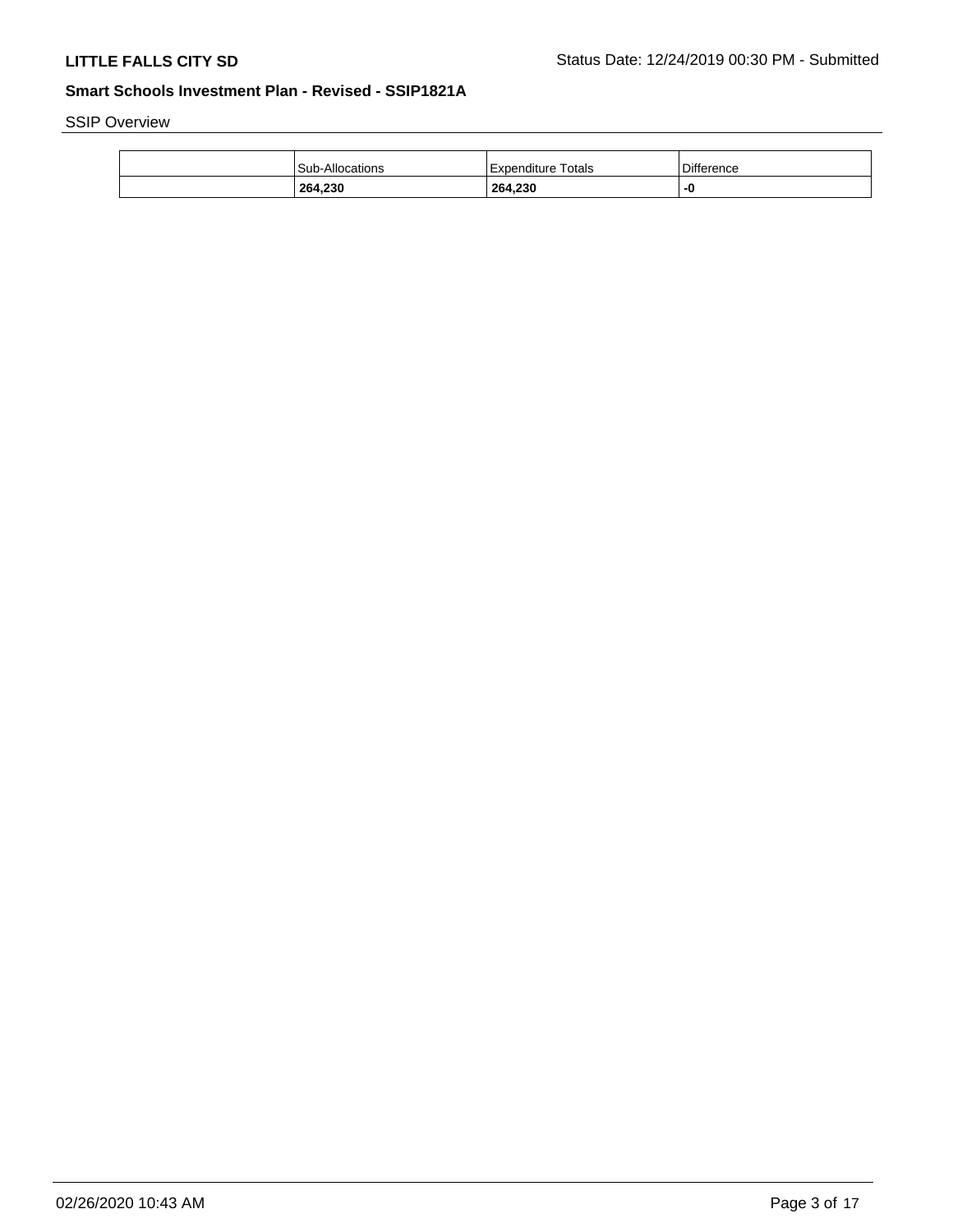**LITTLE FALLS CITY SD** Status Date: 12/24/2019 00:30 PM - Submitted

**Smart Schools Investment Plan - Revised - SSIP1821A**

SSIP Overview

| | Sub-Allocations | Expenditure Totals | Difference |
|---|---|---|---|
| | **264,230** | **264,230** | **-0** |

02/26/2020 10:43 AM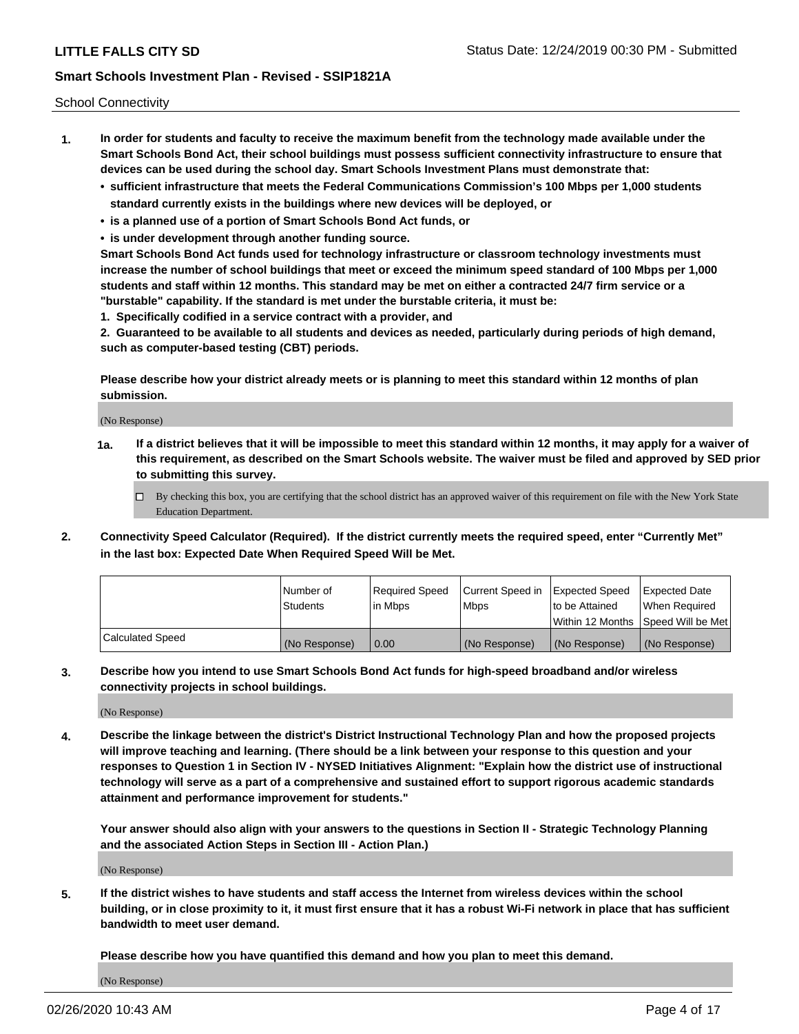School Connectivity

1. **In order for students and faculty to receive the maximum benefit from the technology made available under the Smart Schools Bond Act, their school buildings must possess sufficient connectivity infrastructure to ensure that devices can be used during the school day. Smart Schools Investment Plans must demonstrate that:**
   - **sufficient infrastructure that meets the Federal Communications Commission's 100 Mbps per 1,000 students standard currently exists in the buildings where new devices will be deployed, or**
   - **is a planned use of a portion of Smart Schools Bond Act funds, or**
   - **is under development through another funding source.**

   **Smart Schools Bond Act funds used for technology infrastructure or classroom technology investments must increase the number of school buildings that meet or exceed the minimum speed standard of 100 Mbps per 1,000 students and staff within 12 months. This standard may be met on either a contracted 24/7 firm service or a "burstable" capability. If the standard is met under the burstable criteria, it must be:**

   **1. Specifically codified in a service contract with a provider, and**

   **2. Guaranteed to be available to all students and devices as needed, particularly during periods of high demand, such as computer-based testing (CBT) periods.**

   **Please describe how your district already meets or is planning to meet this standard within 12 months of plan submission.**

   (No Response)

   **1a. If a district believes that it will be impossible to meet this standard within 12 months, it may apply for a waiver of this requirement, as described on the Smart Schools website. The waiver must be filed and approved by SED prior to submitting this survey.**

   ☐ By checking this box, you are certifying that the school district has an approved waiver of this requirement on file with the New York State Education Department.

2. **Connectivity Speed Calculator (Required). If the district currently meets the required speed, enter "Currently Met" in the last box: Expected Date When Required Speed Will be Met.**

| | Number of Students | Required Speed in Mbps | Current Speed in Mbps | Expected Speed to be Attained Within 12 Months | Expected Date When Required Speed Will be Met |
|---|---|---|---|---|---|
| Calculated Speed | (No Response) | 0.00 | (No Response) | (No Response) | (No Response) |

3. **Describe how you intend to use Smart Schools Bond Act funds for high-speed broadband and/or wireless connectivity projects in school buildings.**

   (No Response)

4. **Describe the linkage between the district's District Instructional Technology Plan and how the proposed projects will improve teaching and learning. (There should be a link between your response to this question and your responses to Question 1 in Section IV - NYSED Initiatives Alignment: "Explain how the district use of instructional technology will serve as a part of a comprehensive and sustained effort to support rigorous academic standards attainment and performance improvement for students."**

   **Your answer should also align with your answers to the questions in Section II - Strategic Technology Planning and the associated Action Steps in Section III - Action Plan.)**

   (No Response)

5. **If the district wishes to have students and staff access the Internet from wireless devices within the school building, or in close proximity to it, it must first ensure that it has a robust Wi-Fi network in place that has sufficient bandwidth to meet user demand.**

   **Please describe how you have quantified this demand and how you plan to meet this demand.**

   (No Response)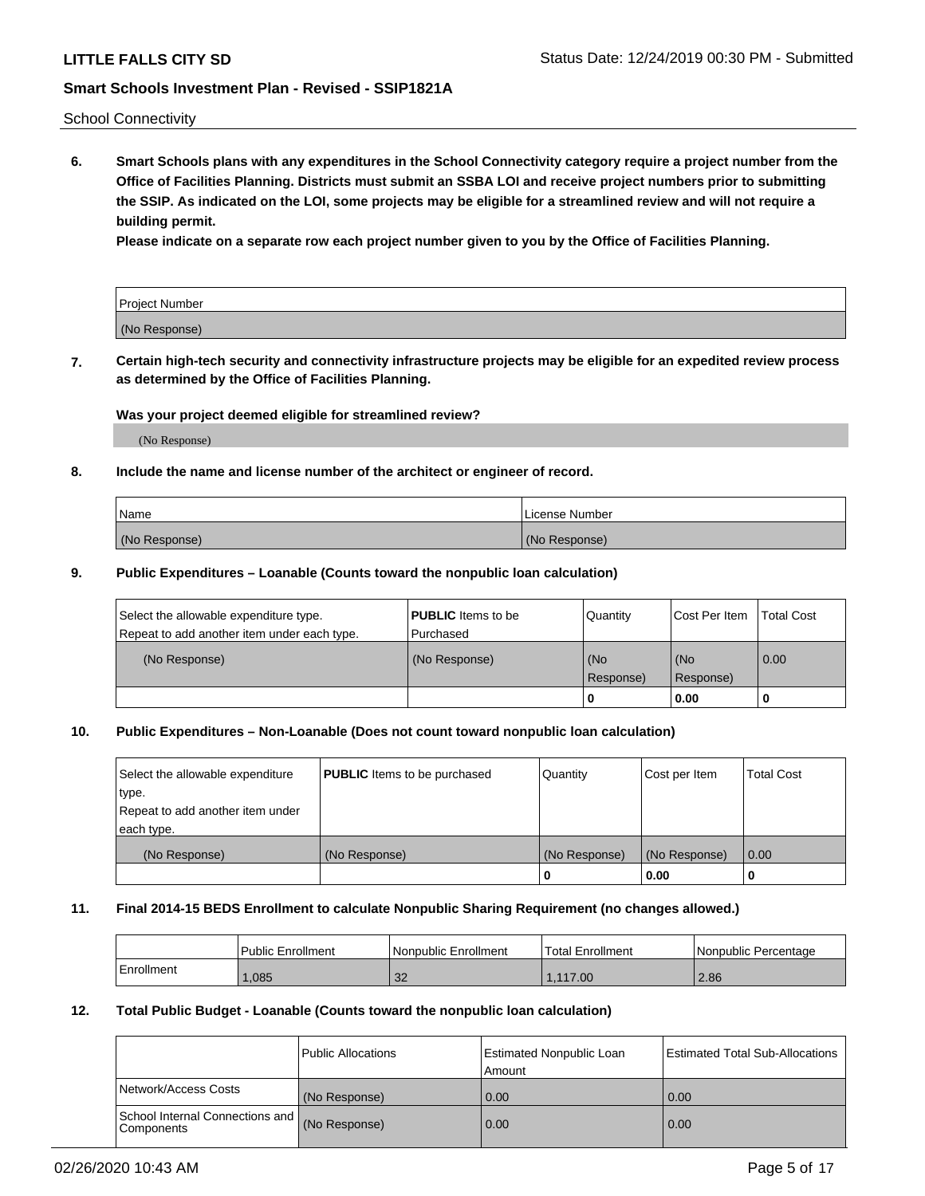School Connectivity

**6. Smart Schools plans with any expenditures in the School Connectivity category require a project number from the Office of Facilities Planning. Districts must submit an SSBA LOI and receive project numbers prior to submitting the SSIP. As indicated on the LOI, some projects may be eligible for a streamlined review and will not require a building permit.**

**Please indicate on a separate row each project number given to you by the Office of Facilities Planning.**

| Project Number |
| --- |
| (No Response) |

**7. Certain high-tech security and connectivity infrastructure projects may be eligible for an expedited review process as determined by the Office of Facilities Planning.**

**Was your project deemed eligible for streamlined review?**

(No Response)

**8. Include the name and license number of the architect or engineer of record.**

| Name | License Number |
| --- | --- |
| (No Response) | (No Response) |

**9. Public Expenditures – Loanable (Counts toward the nonpublic loan calculation)**

| Select the allowable expenditure type. Repeat to add another item under each type. | **PUBLIC** Items to be Purchased | Quantity | Cost Per Item | Total Cost |
| --- | --- | --- | --- | --- |
| (No Response) | (No Response) | (No Response) | (No Response) | 0.00 |
| | | 0 | 0.00 | 0 |

**10. Public Expenditures – Non-Loanable (Does not count toward nonpublic loan calculation)**

| Select the allowable expenditure type. Repeat to add another item under each type. | **PUBLIC** Items to be purchased | Quantity | Cost per Item | Total Cost |
| --- | --- | --- | --- | --- |
| (No Response) | (No Response) | (No Response) | (No Response) | 0.00 |
| | | 0 | 0.00 | 0 |

**11. Final 2014-15 BEDS Enrollment to calculate Nonpublic Sharing Requirement (no changes allowed.)**

| | Public Enrollment | Nonpublic Enrollment | Total Enrollment | Nonpublic Percentage |
| --- | --- | --- | --- | --- |
| Enrollment | 1,085 | 32 | 1,117.00 | 2.86 |

**12. Total Public Budget - Loanable (Counts toward the nonpublic loan calculation)**

| | Public Allocations | Estimated Nonpublic Loan Amount | Estimated Total Sub-Allocations |
| --- | --- | --- | --- |
| Network/Access Costs | (No Response) | 0.00 | 0.00 |
| School Internal Connections and Components | (No Response) | 0.00 | 0.00 |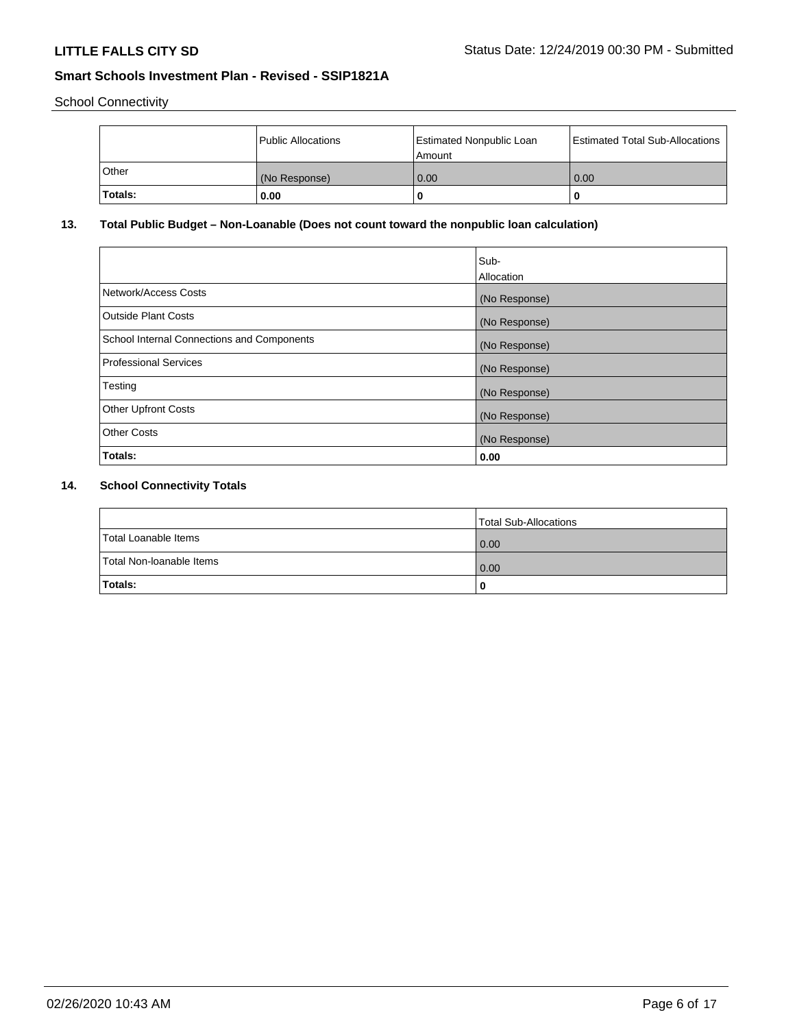School Connectivity

|  | Public Allocations | Estimated Nonpublic Loan Amount | Estimated Total Sub-Allocations |
| --- | --- | --- | --- |
| Other | (No Response) | 0.00 | 0.00 |
| **Totals:** | **0.00** | **0** | **0** |

## 13. Total Public Budget – Non-Loanable (Does not count toward the nonpublic loan calculation)

|  | Sub-Allocation |
| --- | --- |
| Network/Access Costs | (No Response) |
| Outside Plant Costs | (No Response) |
| School Internal Connections and Components | (No Response) |
| Professional Services | (No Response) |
| Testing | (No Response) |
| Other Upfront Costs | (No Response) |
| Other Costs | (No Response) |
| **Totals:** | **0.00** |

## 14. School Connectivity Totals

|  | Total Sub-Allocations |
| --- | --- |
| Total Loanable Items | 0.00 |
| Total Non-loanable Items | 0.00 |
| **Totals:** | **0** |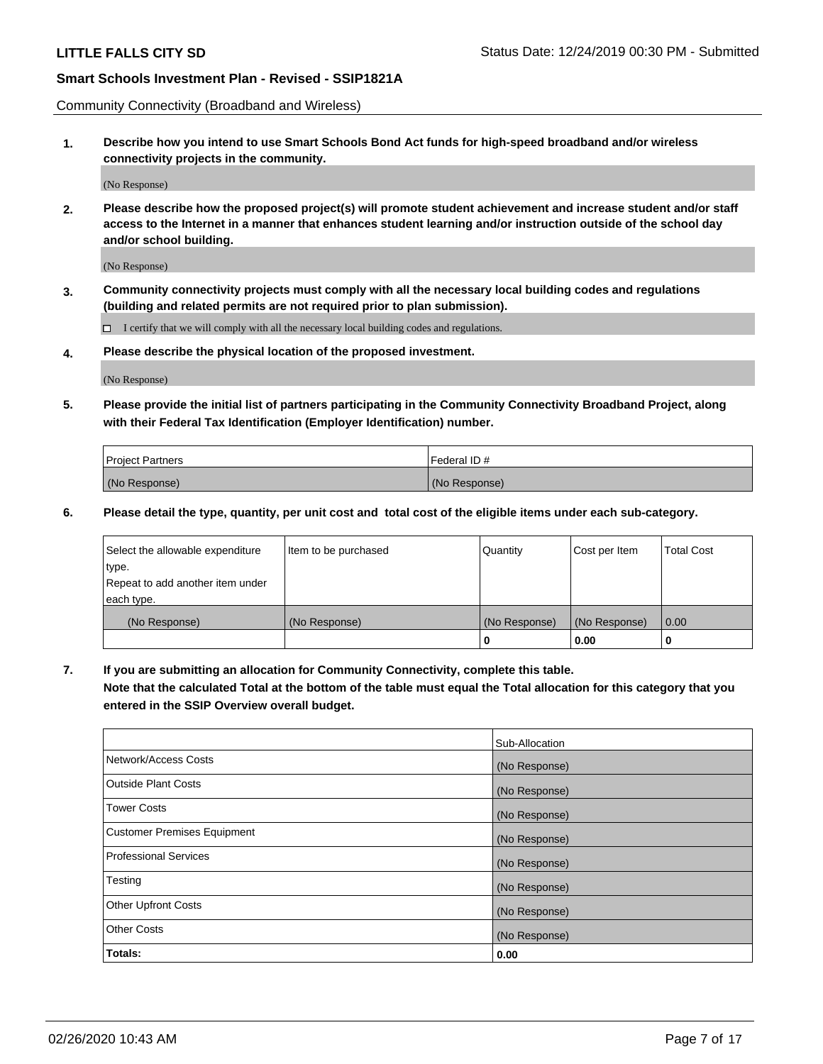Community Connectivity (Broadband and Wireless)

**1. Describe how you intend to use Smart Schools Bond Act funds for high-speed broadband and/or wireless connectivity projects in the community.**

(No Response)

**2. Please describe how the proposed project(s) will promote student achievement and increase student and/or staff access to the Internet in a manner that enhances student learning and/or instruction outside of the school day and/or school building.**

(No Response)

**3. Community connectivity projects must comply with all the necessary local building codes and regulations (building and related permits are not required prior to plan submission).**

☐ I certify that we will comply with all the necessary local building codes and regulations.

**4. Please describe the physical location of the proposed investment.**

(No Response)

**5. Please provide the initial list of partners participating in the Community Connectivity Broadband Project, along with their Federal Tax Identification (Employer Identification) number.**

| Project Partners | Federal ID # |
|---|---|
| (No Response) | (No Response) |

**6. Please detail the type, quantity, per unit cost and total cost of the eligible items under each sub-category.**

| Select the allowable expenditure type. Repeat to add another item under each type. | Item to be purchased | Quantity | Cost per Item | Total Cost |
|---|---|---|---|---|
| (No Response) | (No Response) | (No Response) | (No Response) | 0.00 |
| | | **0** | **0.00** | **0** |

**7. If you are submitting an allocation for Community Connectivity, complete this table. Note that the calculated Total at the bottom of the table must equal the Total allocation for this category that you entered in the SSIP Overview overall budget.**

| | Sub-Allocation |
|---|---|
| Network/Access Costs | (No Response) |
| Outside Plant Costs | (No Response) |
| Tower Costs | (No Response) |
| Customer Premises Equipment | (No Response) |
| Professional Services | (No Response) |
| Testing | (No Response) |
| Other Upfront Costs | (No Response) |
| Other Costs | (No Response) |
| **Totals:** | **0.00** |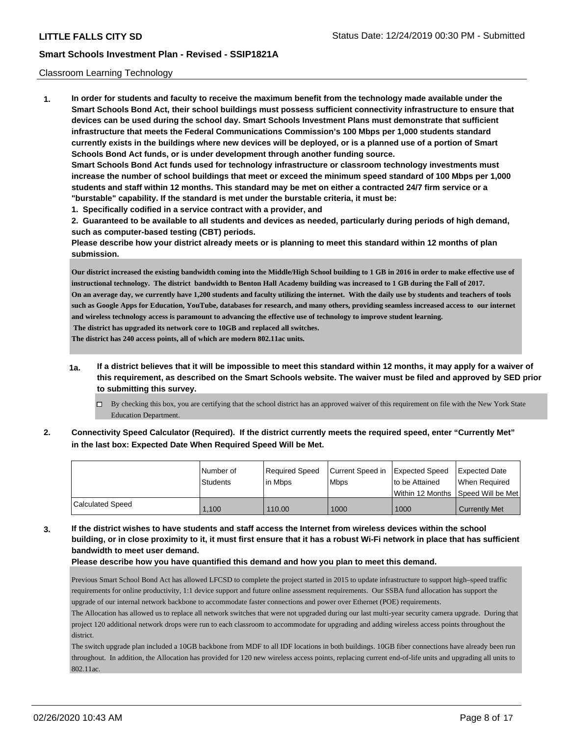Classroom Learning Technology

**1. In order for students and faculty to receive the maximum benefit from the technology made available under the Smart Schools Bond Act, their school buildings must possess sufficient connectivity infrastructure to ensure that devices can be used during the school day. Smart Schools Investment Plans must demonstrate that sufficient infrastructure that meets the Federal Communications Commission's 100 Mbps per 1,000 students standard currently exists in the buildings where new devices will be deployed, or is a planned use of a portion of Smart Schools Bond Act funds, or is under development through another funding source.**

**Smart Schools Bond Act funds used for technology infrastructure or classroom technology investments must increase the number of school buildings that meet or exceed the minimum speed standard of 100 Mbps per 1,000 students and staff within 12 months. This standard may be met on either a contracted 24/7 firm service or a "burstable" capability. If the standard is met under the burstable criteria, it must be:**

**1. Specifically codified in a service contract with a provider, and**

**2. Guaranteed to be available to all students and devices as needed, particularly during periods of high demand, such as computer-based testing (CBT) periods.**

**Please describe how your district already meets or is planning to meet this standard within 12 months of plan submission.**

**Our district increased the existing bandwidth coming into the Middle/High School building to 1 GB in 2016 in order to make effective use of instructional technology. The district bandwidth to Benton Hall Academy building was increased to 1 GB during the Fall of 2017.**
**On an average day, we currently have 1,200 students and faculty utilizing the internet. With the daily use by students and teachers of tools such as Google Apps for Education, YouTube, databases for research, and many others, providing seamless increased access to our internet and wireless technology access is paramount to advancing the effective use of technology to improve student learning.**
**The district has upgraded its network core to 10GB and replaced all switches.**
**The district has 240 access points, all of which are modern 802.11ac units.**

**1a. If a district believes that it will be impossible to meet this standard within 12 months, it may apply for a waiver of this requirement, as described on the Smart Schools website. The waiver must be filed and approved by SED prior to submitting this survey.**

- ☐ By checking this box, you are certifying that the school district has an approved waiver of this requirement on file with the New York State Education Department.

**2. Connectivity Speed Calculator (Required). If the district currently meets the required speed, enter "Currently Met" in the last box: Expected Date When Required Speed Will be Met.**

| | Number of Students | Required Speed in Mbps | Current Speed in Mbps | Expected Speed to be Attained Within 12 Months | Expected Date When Required Speed Will be Met |
|---|---|---|---|---|---|
| Calculated Speed | 1,100 | 110.00 | 1000 | 1000 | Currently Met |

**3. If the district wishes to have students and staff access the Internet from wireless devices within the school building, or in close proximity to it, it must first ensure that it has a robust Wi-Fi network in place that has sufficient bandwidth to meet user demand.**

**Please describe how you have quantified this demand and how you plan to meet this demand.**

Previous Smart School Bond Act has allowed LFCSD to complete the project started in 2015 to update infrastructure to support high–speed traffic requirements for online productivity, 1:1 device support and future online assessment requirements. Our SSBA fund allocation has support the upgrade of our internal network backbone to accommodate faster connections and power over Ethernet (POE) requirements.
The Allocation has allowed us to replace all network switches that were not upgraded during our last multi-year security camera upgrade. During that project 120 additional network drops were run to each classroom to accommodate for upgrading and adding wireless access points throughout the district.
The switch upgrade plan included a 10GB backbone from MDF to all IDF locations in both buildings. 10GB fiber connections have already been run throughout. In addition, the Allocation has provided for 120 new wireless access points, replacing current end-of-life units and upgrading all units to 802.11ac.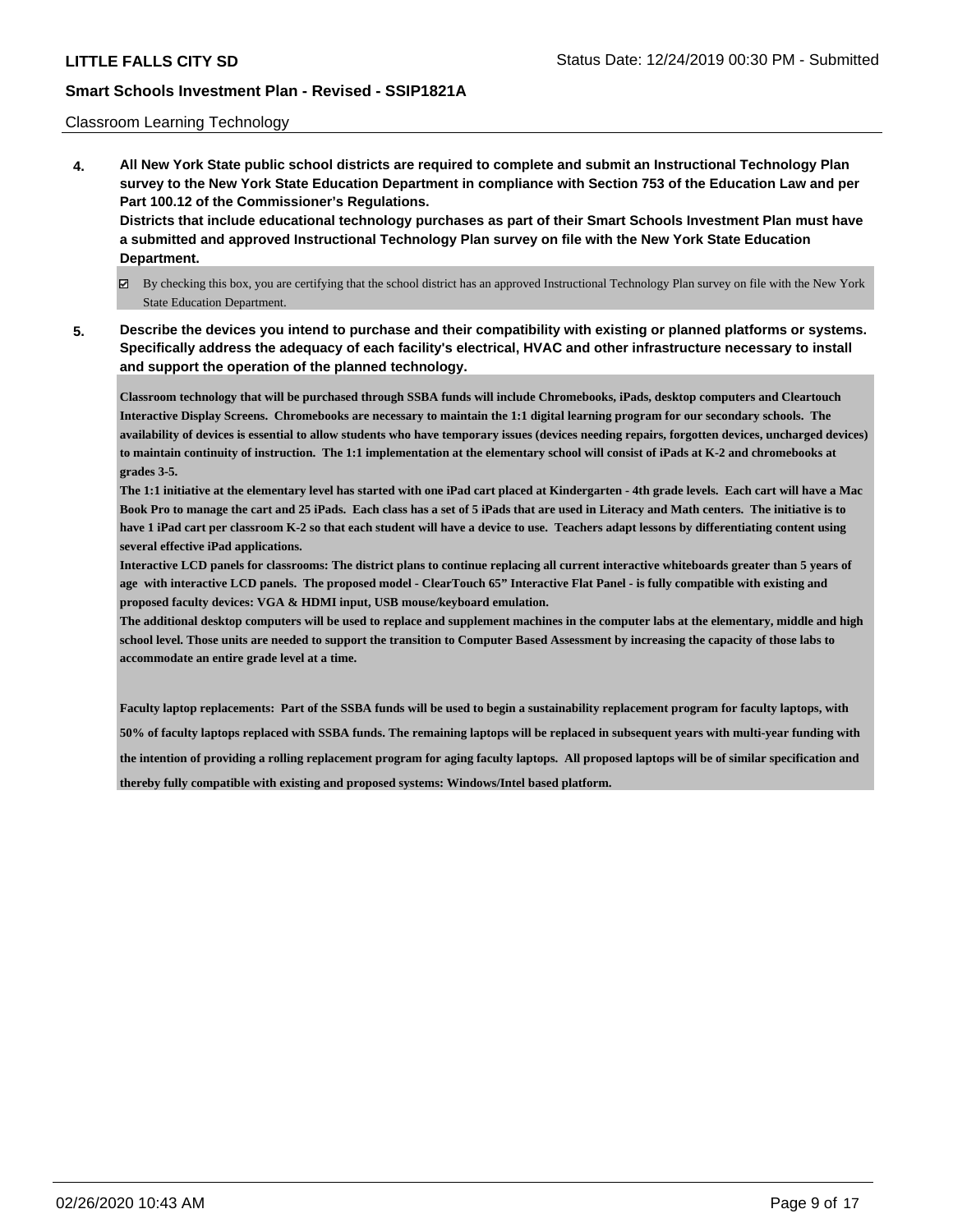Classroom Learning Technology

**4. All New York State public school districts are required to complete and submit an Instructional Technology Plan survey to the New York State Education Department in compliance with Section 753 of the Education Law and per Part 100.12 of the Commissioner's Regulations.**
**Districts that include educational technology purchases as part of their Smart Schools Investment Plan must have a submitted and approved Instructional Technology Plan survey on file with the New York State Education Department.**

☑ By checking this box, you are certifying that the school district has an approved Instructional Technology Plan survey on file with the New York State Education Department.

**5. Describe the devices you intend to purchase and their compatibility with existing or planned platforms or systems. Specifically address the adequacy of each facility's electrical, HVAC and other infrastructure necessary to install and support the operation of the planned technology.**

**Classroom technology that will be purchased through SSBA funds will include Chromebooks, iPads, desktop computers and Cleartouch Interactive Display Screens. Chromebooks are necessary to maintain the 1:1 digital learning program for our secondary schools. The availability of devices is essential to allow students who have temporary issues (devices needing repairs, forgotten devices, uncharged devices) to maintain continuity of instruction. The 1:1 implementation at the elementary school will consist of iPads at K-2 and chromebooks at grades 3-5.**
**The 1:1 initiative at the elementary level has started with one iPad cart placed at Kindergarten - 4th grade levels. Each cart will have a Mac Book Pro to manage the cart and 25 iPads. Each class has a set of 5 iPads that are used in Literacy and Math centers. The initiative is to have 1 iPad cart per classroom K-2 so that each student will have a device to use. Teachers adapt lessons by differentiating content using several effective iPad applications.**
**Interactive LCD panels for classrooms: The district plans to continue replacing all current interactive whiteboards greater than 5 years of age with interactive LCD panels. The proposed model - ClearTouch 65" Interactive Flat Panel - is fully compatible with existing and proposed faculty devices: VGA & HDMI input, USB mouse/keyboard emulation.**
**The additional desktop computers will be used to replace and supplement machines in the computer labs at the elementary, middle and high school level. Those units are needed to support the transition to Computer Based Assessment by increasing the capacity of those labs to accommodate an entire grade level at a time.**

**Faculty laptop replacements: Part of the SSBA funds will be used to begin a sustainability replacement program for faculty laptops, with 50% of faculty laptops replaced with SSBA funds. The remaining laptops will be replaced in subsequent years with multi-year funding with the intention of providing a rolling replacement program for aging faculty laptops. All proposed laptops will be of similar specification and thereby fully compatible with existing and proposed systems: Windows/Intel based platform.**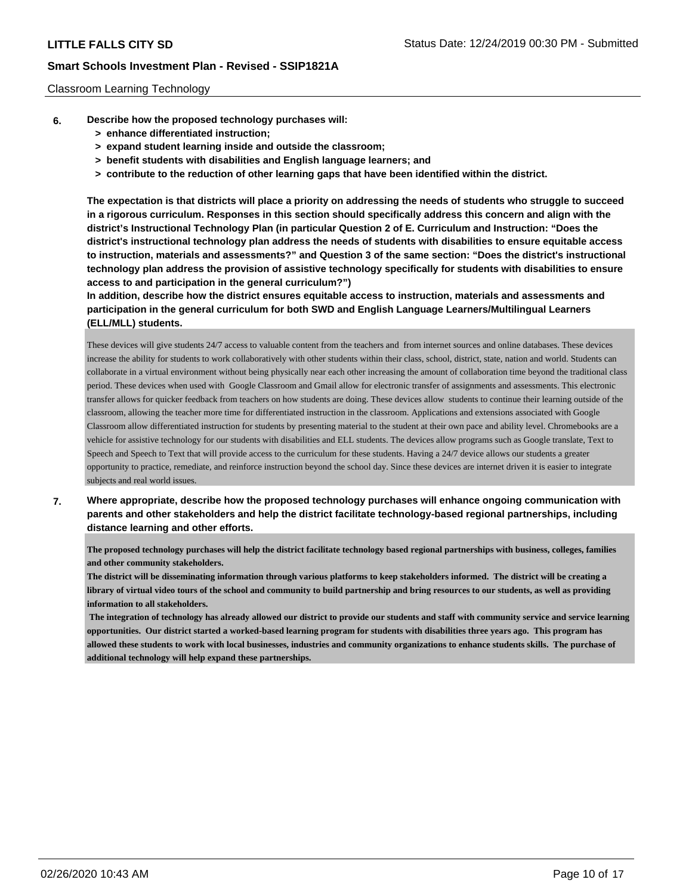Classroom Learning Technology

**6. Describe how the proposed technology purchases will:**

- **> enhance differentiated instruction;**
- **> expand student learning inside and outside the classroom;**
- **> benefit students with disabilities and English language learners; and**
- **> contribute to the reduction of other learning gaps that have been identified within the district.**

**The expectation is that districts will place a priority on addressing the needs of students who struggle to succeed in a rigorous curriculum. Responses in this section should specifically address this concern and align with the district's Instructional Technology Plan (in particular Question 2 of E. Curriculum and Instruction: "Does the district's instructional technology plan address the needs of students with disabilities to ensure equitable access to instruction, materials and assessments?" and Question 3 of the same section: "Does the district's instructional technology plan address the provision of assistive technology specifically for students with disabilities to ensure access to and participation in the general curriculum?")**

**In addition, describe how the district ensures equitable access to instruction, materials and assessments and participation in the general curriculum for both SWD and English Language Learners/Multilingual Learners (ELL/MLL) students.**

These devices will give students 24/7 access to valuable content from the teachers and from internet sources and online databases. These devices increase the ability for students to work collaboratively with other students within their class, school, district, state, nation and world. Students can collaborate in a virtual environment without being physically near each other increasing the amount of collaboration time beyond the traditional class period. These devices when used with Google Classroom and Gmail allow for electronic transfer of assignments and assessments. This electronic transfer allows for quicker feedback from teachers on how students are doing. These devices allow students to continue their learning outside of the classroom, allowing the teacher more time for differentiated instruction in the classroom. Applications and extensions associated with Google Classroom allow differentiated instruction for students by presenting material to the student at their own pace and ability level. Chromebooks are a vehicle for assistive technology for our students with disabilities and ELL students. The devices allow programs such as Google translate, Text to Speech and Speech to Text that will provide access to the curriculum for these students. Having a 24/7 device allows our students a greater opportunity to practice, remediate, and reinforce instruction beyond the school day. Since these devices are internet driven it is easier to integrate subjects and real world issues.

**7. Where appropriate, describe how the proposed technology purchases will enhance ongoing communication with parents and other stakeholders and help the district facilitate technology-based regional partnerships, including distance learning and other efforts.**

**The proposed technology purchases will help the district facilitate technology based regional partnerships with business, colleges, families and other community stakeholders.**

**The district will be disseminating information through various platforms to keep stakeholders informed. The district will be creating a library of virtual video tours of the school and community to build partnership and bring resources to our students, as well as providing information to all stakeholders.**

**The integration of technology has already allowed our district to provide our students and staff with community service and service learning opportunities. Our district started a worked-based learning program for students with disabilities three years ago. This program has allowed these students to work with local businesses, industries and community organizations to enhance students skills. The purchase of additional technology will help expand these partnerships.**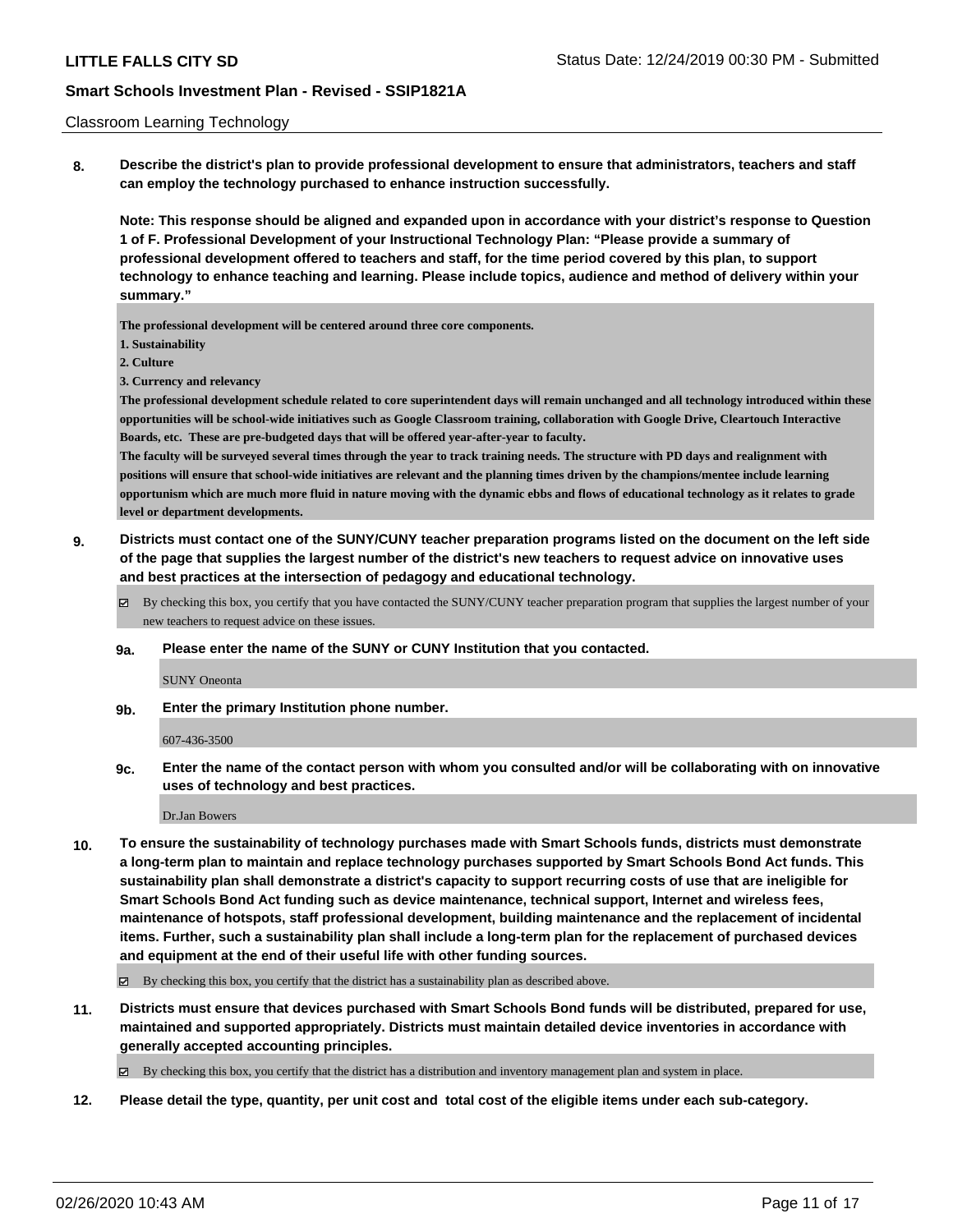Classroom Learning Technology

**8. Describe the district's plan to provide professional development to ensure that administrators, teachers and staff can employ the technology purchased to enhance instruction successfully.**

**Note: This response should be aligned and expanded upon in accordance with your district's response to Question 1 of F. Professional Development of your Instructional Technology Plan: "Please provide a summary of professional development offered to teachers and staff, for the time period covered by this plan, to support technology to enhance teaching and learning. Please include topics, audience and method of delivery within your summary."**

The professional development will be centered around three core components.
1. Sustainability
2. Culture
3. Currency and relevancy

The professional development schedule related to core superintendent days will remain unchanged and all technology introduced within these opportunities will be school-wide initiatives such as Google Classroom training, collaboration with Google Drive, Cleartouch Interactive Boards, etc. These are pre-budgeted days that will be offered year-after-year to faculty.

The faculty will be surveyed several times through the year to track training needs. The structure with PD days and realignment with positions will ensure that school-wide initiatives are relevant and the planning times driven by the champions/mentee include learning opportunism which are much more fluid in nature moving with the dynamic ebbs and flows of educational technology as it relates to grade level or department developments.

**9. Districts must contact one of the SUNY/CUNY teacher preparation programs listed on the document on the left side of the page that supplies the largest number of the district's new teachers to request advice on innovative uses and best practices at the intersection of pedagogy and educational technology.**

☑ By checking this box, you certify that you have contacted the SUNY/CUNY teacher preparation program that supplies the largest number of your new teachers to request advice on these issues.

**9a. Please enter the name of the SUNY or CUNY Institution that you contacted.**

SUNY Oneonta

**9b. Enter the primary Institution phone number.**

607-436-3500

**9c. Enter the name of the contact person with whom you consulted and/or will be collaborating with on innovative uses of technology and best practices.**

Dr.Jan Bowers

**10. To ensure the sustainability of technology purchases made with Smart Schools funds, districts must demonstrate a long-term plan to maintain and replace technology purchases supported by Smart Schools Bond Act funds. This sustainability plan shall demonstrate a district's capacity to support recurring costs of use that are ineligible for Smart Schools Bond Act funding such as device maintenance, technical support, Internet and wireless fees, maintenance of hotspots, staff professional development, building maintenance and the replacement of incidental items. Further, such a sustainability plan shall include a long-term plan for the replacement of purchased devices and equipment at the end of their useful life with other funding sources.**

☑ By checking this box, you certify that the district has a sustainability plan as described above.

**11. Districts must ensure that devices purchased with Smart Schools Bond funds will be distributed, prepared for use, maintained and supported appropriately. Districts must maintain detailed device inventories in accordance with generally accepted accounting principles.**

☑ By checking this box, you certify that the district has a distribution and inventory management plan and system in place.

**12. Please detail the type, quantity, per unit cost and total cost of the eligible items under each sub-category.**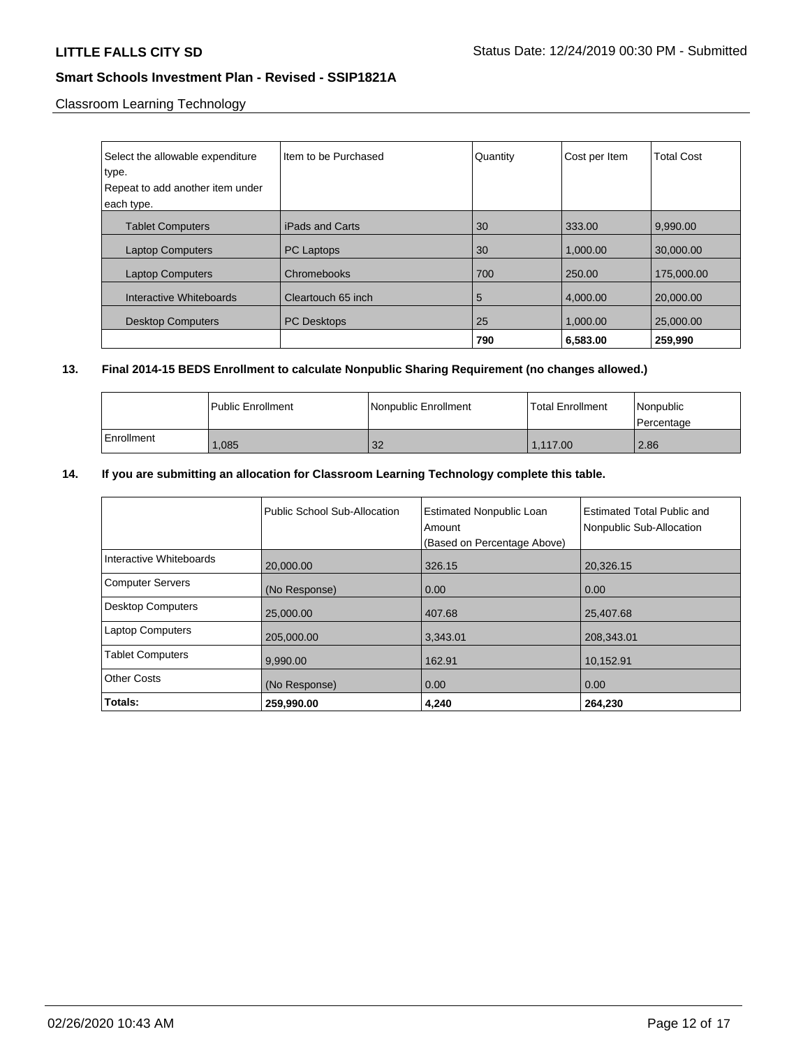Classroom Learning Technology

| Select the allowable expenditure type. Repeat to add another item under each type. | Item to be Purchased | Quantity | Cost per Item | Total Cost |
|---|---|---|---|---|
| Tablet Computers | iPads and Carts | 30 | 333.00 | 9,990.00 |
| Laptop Computers | PC Laptops | 30 | 1,000.00 | 30,000.00 |
| Laptop Computers | Chromebooks | 700 | 250.00 | 175,000.00 |
| Interactive Whiteboards | Cleartouch 65 inch | 5 | 4,000.00 | 20,000.00 |
| Desktop Computers | PC Desktops | 25 | 1,000.00 | 25,000.00 |
| | | **790** | **6,583.00** | **259,990** |

**13. Final 2014-15 BEDS Enrollment to calculate Nonpublic Sharing Requirement (no changes allowed.)**

| | Public Enrollment | Nonpublic Enrollment | Total Enrollment | Nonpublic Percentage |
|---|---|---|---|---|
| Enrollment | 1,085 | 32 | 1,117.00 | 2.86 |

**14. If you are submitting an allocation for Classroom Learning Technology complete this table.**

| | Public School Sub-Allocation | Estimated Nonpublic Loan Amount (Based on Percentage Above) | Estimated Total Public and Nonpublic Sub-Allocation |
|---|---|---|---|
| Interactive Whiteboards | 20,000.00 | 326.15 | 20,326.15 |
| Computer Servers | (No Response) | 0.00 | 0.00 |
| Desktop Computers | 25,000.00 | 407.68 | 25,407.68 |
| Laptop Computers | 205,000.00 | 3,343.01 | 208,343.01 |
| Tablet Computers | 9,990.00 | 162.91 | 10,152.91 |
| Other Costs | (No Response) | 0.00 | 0.00 |
| **Totals:** | **259,990.00** | **4,240** | **264,230** |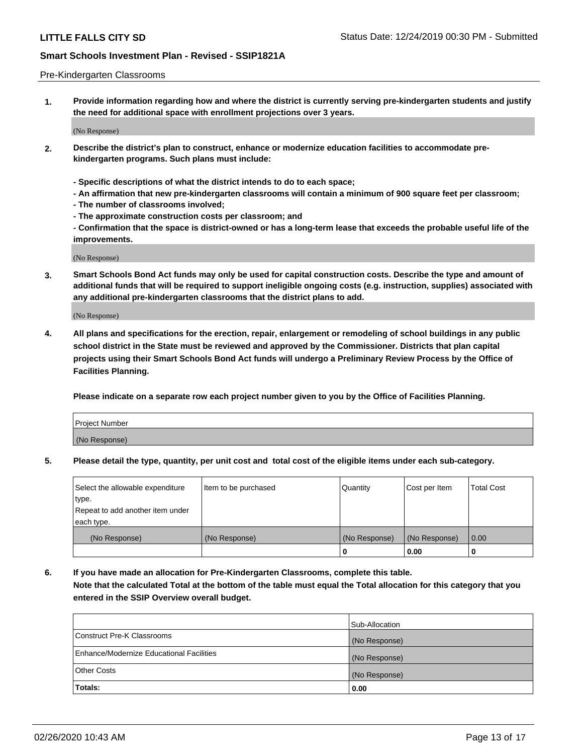Pre-Kindergarten Classrooms

**1. Provide information regarding how and where the district is currently serving pre-kindergarten students and justify the need for additional space with enrollment projections over 3 years.**

(No Response)

**2. Describe the district's plan to construct, enhance or modernize education facilities to accommodate pre-kindergarten programs. Such plans must include:**

**- Specific descriptions of what the district intends to do to each space;**
**- An affirmation that new pre-kindergarten classrooms will contain a minimum of 900 square feet per classroom;**
**- The number of classrooms involved;**
**- The approximate construction costs per classroom; and**
**- Confirmation that the space is district-owned or has a long-term lease that exceeds the probable useful life of the improvements.**

(No Response)

**3. Smart Schools Bond Act funds may only be used for capital construction costs. Describe the type and amount of additional funds that will be required to support ineligible ongoing costs (e.g. instruction, supplies) associated with any additional pre-kindergarten classrooms that the district plans to add.**

(No Response)

**4. All plans and specifications for the erection, repair, enlargement or remodeling of school buildings in any public school district in the State must be reviewed and approved by the Commissioner. Districts that plan capital projects using their Smart Schools Bond Act funds will undergo a Preliminary Review Process by the Office of Facilities Planning.**

**Please indicate on a separate row each project number given to you by the Office of Facilities Planning.**

| Project Number |
|---|
| (No Response) |

**5. Please detail the type, quantity, per unit cost and total cost of the eligible items under each sub-category.**

| Select the allowable expenditure type. Repeat to add another item under each type. | Item to be purchased | Quantity | Cost per Item | Total Cost |
|---|---|---|---|---|
| (No Response) | (No Response) | (No Response) | (No Response) | 0.00 |
| | | 0 | 0.00 | 0 |

**6. If you have made an allocation for Pre-Kindergarten Classrooms, complete this table.**
**Note that the calculated Total at the bottom of the table must equal the Total allocation for this category that you entered in the SSIP Overview overall budget.**

| | Sub-Allocation |
|---|---|
| Construct Pre-K Classrooms | (No Response) |
| Enhance/Modernize Educational Facilities | (No Response) |
| Other Costs | (No Response) |
| **Totals:** | 0.00 |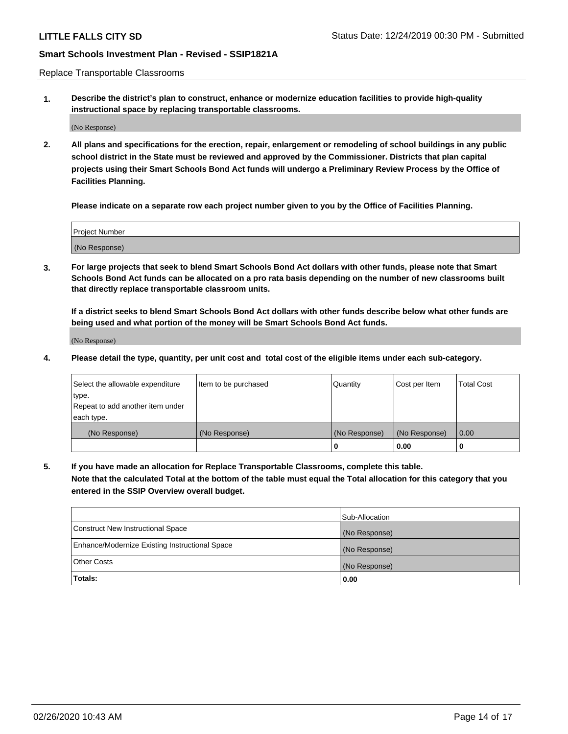Replace Transportable Classrooms

**1. Describe the district's plan to construct, enhance or modernize education facilities to provide high-quality instructional space by replacing transportable classrooms.**

(No Response)

**2. All plans and specifications for the erection, repair, enlargement or remodeling of school buildings in any public school district in the State must be reviewed and approved by the Commissioner. Districts that plan capital projects using their Smart Schools Bond Act funds will undergo a Preliminary Review Process by the Office of Facilities Planning.**

**Please indicate on a separate row each project number given to you by the Office of Facilities Planning.**

| Project Number |
|---|
| (No Response) |

**3. For large projects that seek to blend Smart Schools Bond Act dollars with other funds, please note that Smart Schools Bond Act funds can be allocated on a pro rata basis depending on the number of new classrooms built that directly replace transportable classroom units.**

**If a district seeks to blend Smart Schools Bond Act dollars with other funds describe below what other funds are being used and what portion of the money will be Smart Schools Bond Act funds.**

(No Response)

**4. Please detail the type, quantity, per unit cost and total cost of the eligible items under each sub-category.**

| Select the allowable expenditure type. Repeat to add another item under each type. | Item to be purchased | Quantity | Cost per Item | Total Cost |
|---|---|---|---|---|
| (No Response) | (No Response) | (No Response) | (No Response) | 0.00 |
| | | 0 | 0.00 | 0 |

**5. If you have made an allocation for Replace Transportable Classrooms, complete this table. Note that the calculated Total at the bottom of the table must equal the Total allocation for this category that you entered in the SSIP Overview overall budget.**

| | Sub-Allocation |
|---|---|
| Construct New Instructional Space | (No Response) |
| Enhance/Modernize Existing Instructional Space | (No Response) |
| Other Costs | (No Response) |
| **Totals:** | **0.00** |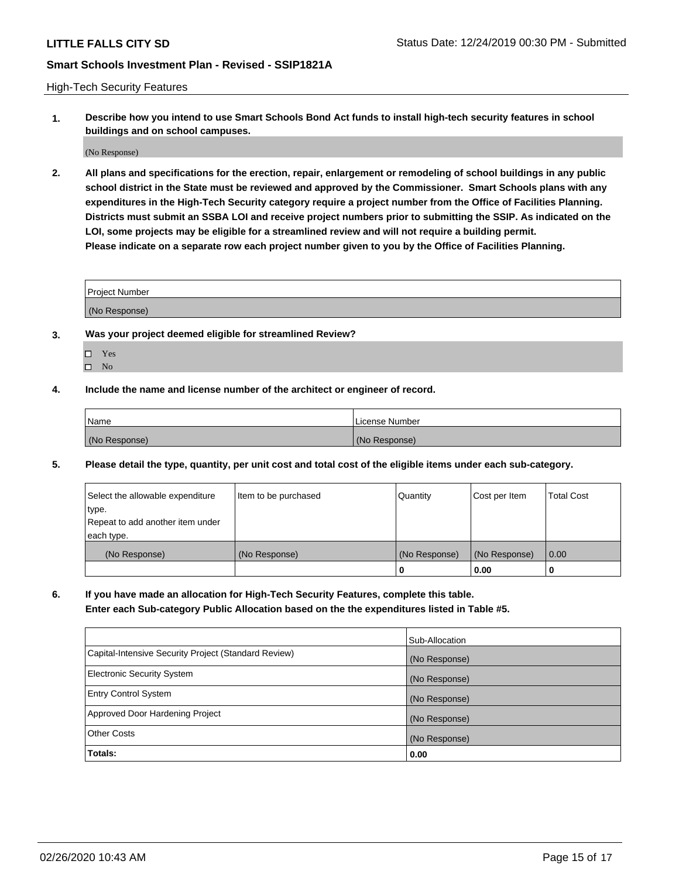High-Tech Security Features

**1. Describe how you intend to use Smart Schools Bond Act funds to install high-tech security features in school buildings and on school campuses.**

(No Response)

**2. All plans and specifications for the erection, repair, enlargement or remodeling of school buildings in any public school district in the State must be reviewed and approved by the Commissioner. Smart Schools plans with any expenditures in the High-Tech Security category require a project number from the Office of Facilities Planning. Districts must submit an SSBA LOI and receive project numbers prior to submitting the SSIP. As indicated on the LOI, some projects may be eligible for a streamlined review and will not require a building permit. Please indicate on a separate row each project number given to you by the Office of Facilities Planning.**

| Project Number |
| --- |
| (No Response) |

**3. Was your project deemed eligible for streamlined Review?**

- ☐ Yes
- ☐ No

**4. Include the name and license number of the architect or engineer of record.**

| Name | License Number |
| --- | --- |
| (No Response) | (No Response) |

**5. Please detail the type, quantity, per unit cost and total cost of the eligible items under each sub-category.**

| Select the allowable expenditure type. Repeat to add another item under each type. | Item to be purchased | Quantity | Cost per Item | Total Cost |
| --- | --- | --- | --- | --- |
| (No Response) | (No Response) | (No Response) | (No Response) | 0.00 |
| | | 0 | 0.00 | 0 |

**6. If you have made an allocation for High-Tech Security Features, complete this table. Enter each Sub-category Public Allocation based on the the expenditures listed in Table #5.**

| | Sub-Allocation |
| --- | --- |
| Capital-Intensive Security Project (Standard Review) | (No Response) |
| Electronic Security System | (No Response) |
| Entry Control System | (No Response) |
| Approved Door Hardening Project | (No Response) |
| Other Costs | (No Response) |
| **Totals:** | **0.00** |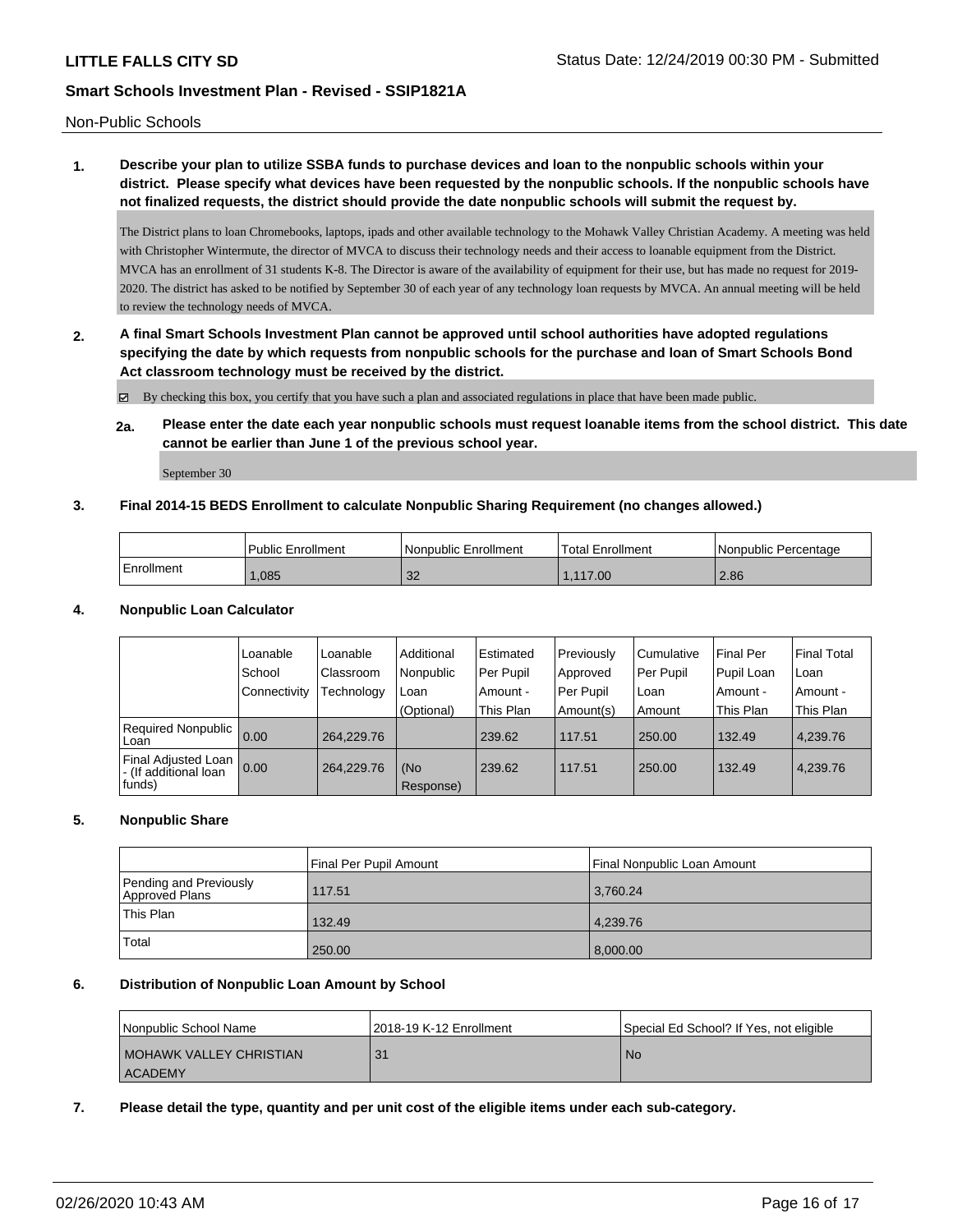Non-Public Schools

**1. Describe your plan to utilize SSBA funds to purchase devices and loan to the nonpublic schools within your district. Please specify what devices have been requested by the nonpublic schools. If the nonpublic schools have not finalized requests, the district should provide the date nonpublic schools will submit the request by.**

The District plans to loan Chromebooks, laptops, ipads and other available technology to the Mohawk Valley Christian Academy. A meeting was held with Christopher Wintermute, the director of MVCA to discuss their technology needs and their access to loanable equipment from the District. MVCA has an enrollment of 31 students K-8. The Director is aware of the availability of equipment for their use, but has made no request for 2019-2020. The district has asked to be notified by September 30 of each year of any technology loan requests by MVCA. An annual meeting will be held to review the technology needs of MVCA.

**2. A final Smart Schools Investment Plan cannot be approved until school authorities have adopted regulations specifying the date by which requests from nonpublic schools for the purchase and loan of Smart Schools Bond Act classroom technology must be received by the district.**

☑ By checking this box, you certify that you have such a plan and associated regulations in place that have been made public.

**2a. Please enter the date each year nonpublic schools must request loanable items from the school district. This date cannot be earlier than June 1 of the previous school year.**

September 30

**3. Final 2014-15 BEDS Enrollment to calculate Nonpublic Sharing Requirement (no changes allowed.)**

| | Public Enrollment | Nonpublic Enrollment | Total Enrollment | Nonpublic Percentage |
|---|---|---|---|---|
| Enrollment | 1,085 | 32 | 1,117.00 | 2.86 |

**4. Nonpublic Loan Calculator**

| | Loanable School Connectivity | Loanable Classroom Technology | Additional Nonpublic Loan (Optional) | Estimated Per Pupil Amount - This Plan | Previously Approved Per Pupil Amount(s) | Cumulative Per Pupil Loan Amount | Final Per Pupil Loan Amount - This Plan | Final Total Loan Amount - This Plan |
|---|---|---|---|---|---|---|---|---|
| Required Nonpublic Loan | 0.00 | 264,229.76 | | 239.62 | 117.51 | 250.00 | 132.49 | 4,239.76 |
| Final Adjusted Loan - (If additional loan funds) | 0.00 | 264,229.76 | (No Response) | 239.62 | 117.51 | 250.00 | 132.49 | 4,239.76 |

**5. Nonpublic Share**

| | Final Per Pupil Amount | Final Nonpublic Loan Amount |
|---|---|---|
| Pending and Previously Approved Plans | 117.51 | 3,760.24 |
| This Plan | 132.49 | 4,239.76 |
| Total | 250.00 | 8,000.00 |

**6. Distribution of Nonpublic Loan Amount by School**

| Nonpublic School Name | 2018-19 K-12 Enrollment | Special Ed School? If Yes, not eligible |
|---|---|---|
| MOHAWK VALLEY CHRISTIAN ACADEMY | 31 | No |

**7. Please detail the type, quantity and per unit cost of the eligible items under each sub-category.**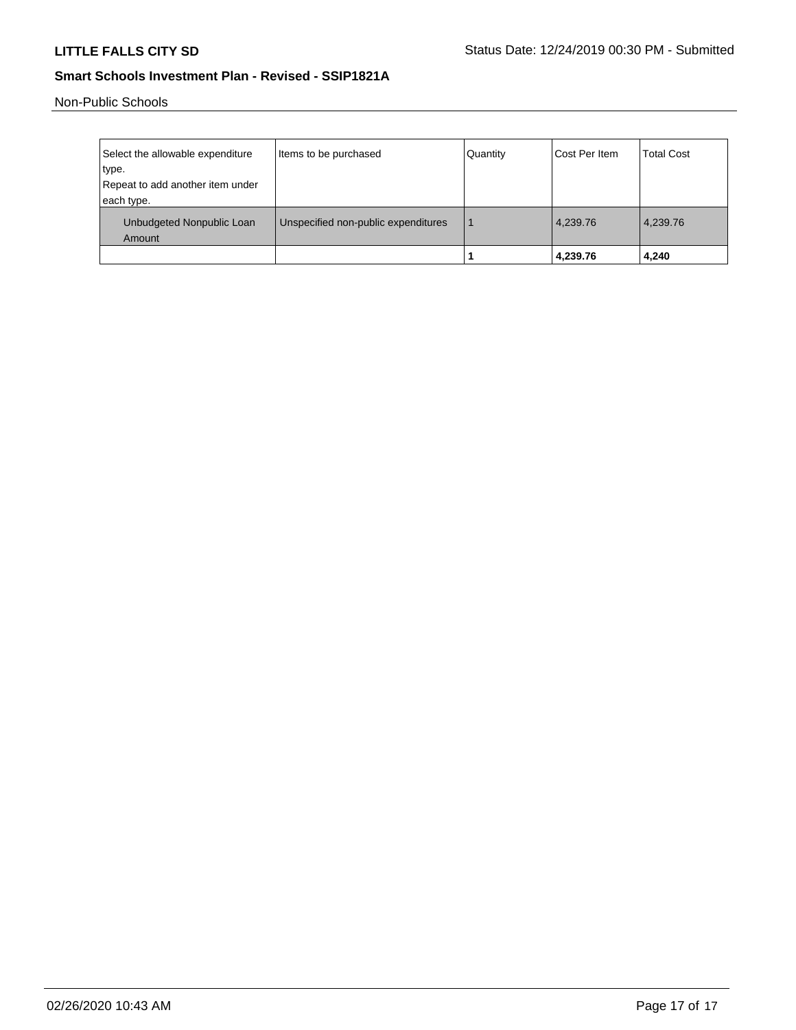Non-Public Schools

| Select the allowable expenditure type.<br>Repeat to add another item under each type. | Items to be purchased | Quantity | Cost Per Item | Total Cost |
|---|---|---|---|---|
| Unbudgeted Nonpublic Loan Amount | Unspecified non-public expenditures | 1 | 4,239.76 | 4,239.76 |
| | | **1** | **4,239.76** | **4,240** |